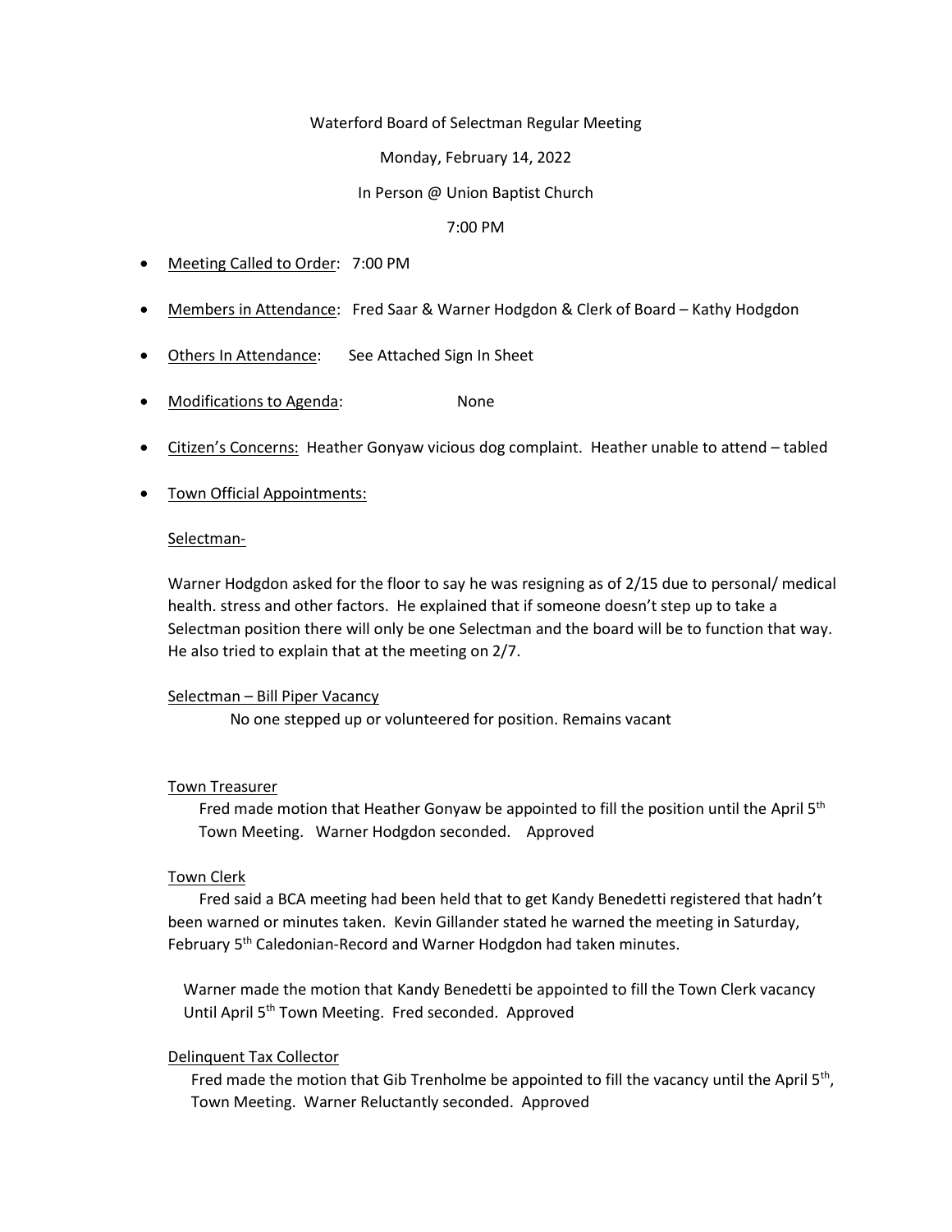Waterford Board of Selectman Regular Meeting

Monday, February 14, 2022

In Person @ Union Baptist Church

7:00 PM

- Meeting Called to Order: 7:00 PM
- Members in Attendance: Fred Saar & Warner Hodgdon & Clerk of Board – Kathy Hodgdon
- Others In Attendance: See Attached Sign In Sheet
- Modifications to Agenda: None
- Citizen's Concerns: Heather Gonyaw vicious dog complaint. Heather unable to attend – tabled
- Town Official Appointments:

Selectman-

Warner Hodgdon asked for the floor to say he was resigning as of 2/15 due to personal/ medical health. stress and other factors. He explained that if someone doesn't step up to take a Selectman position there will only be one Selectman and the board will be to function that way. He also tried to explain that at the meeting on 2/7.

Selectman – Bill Piper Vacancy

No one stepped up or volunteered for position. Remains vacant

Town Treasurer

Fred made motion that Heather Gonyaw be appointed to fill the position until the April 5th Town Meeting. Warner Hodgdon seconded. Approved

Town Clerk

Fred said a BCA meeting had been held that to get Kandy Benedetti registered that hadn't been warned or minutes taken. Kevin Gillander stated he warned the meeting in Saturday, February 5th Caledonian-Record and Warner Hodgdon had taken minutes.

Warner made the motion that Kandy Benedetti be appointed to fill the Town Clerk vacancy Until April 5th Town Meeting. Fred seconded. Approved

Delinquent Tax Collector

Fred made the motion that Gib Trenholme be appointed to fill the vacancy until the April 5th, Town Meeting. Warner Reluctantly seconded. Approved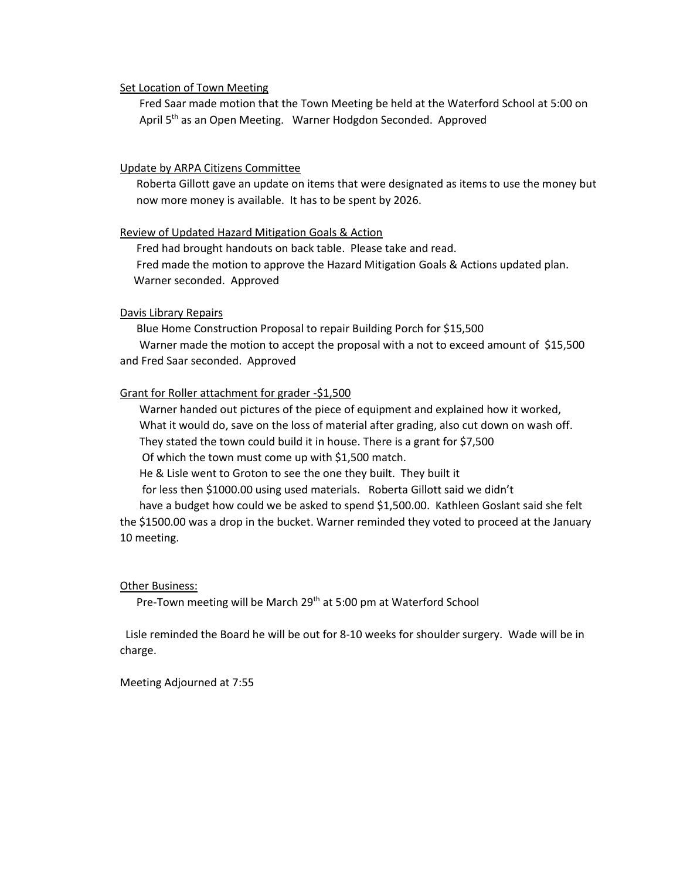Set Location of Town Meeting

Fred Saar made motion that the Town Meeting be held at the Waterford School at 5:00 on April 5th as an Open Meeting. Warner Hodgdon Seconded. Approved

Update by ARPA Citizens Committee

Roberta Gillott gave an update on items that were designated as items to use the money but now more money is available. It has to be spent by 2026.

Review of Updated Hazard Mitigation Goals & Action

Fred had brought handouts on back table. Please take and read.
Fred made the motion to approve the Hazard Mitigation Goals & Actions updated plan. Warner seconded. Approved

Davis Library Repairs

Blue Home Construction Proposal to repair Building Porch for $15,500
Warner made the motion to accept the proposal with a not to exceed amount of $15,500 and Fred Saar seconded. Approved

Grant for Roller attachment for grader -$1,500

Warner handed out pictures of the piece of equipment and explained how it worked, What it would do, save on the loss of material after grading, also cut down on wash off. They stated the town could build it in house. There is a grant for $7,500 Of which the town must come up with $1,500 match. He & Lisle went to Groton to see the one they built. They built it for less then $1000.00 using used materials. Roberta Gillott said we didn't have a budget how could we be asked to spend $1,500.00. Kathleen Goslant said she felt the $1500.00 was a drop in the bucket. Warner reminded they voted to proceed at the January 10 meeting.

Other Business:

Pre-Town meeting will be March 29th at 5:00 pm at Waterford School

Lisle reminded the Board he will be out for 8-10 weeks for shoulder surgery. Wade will be in charge.

Meeting Adjourned at 7:55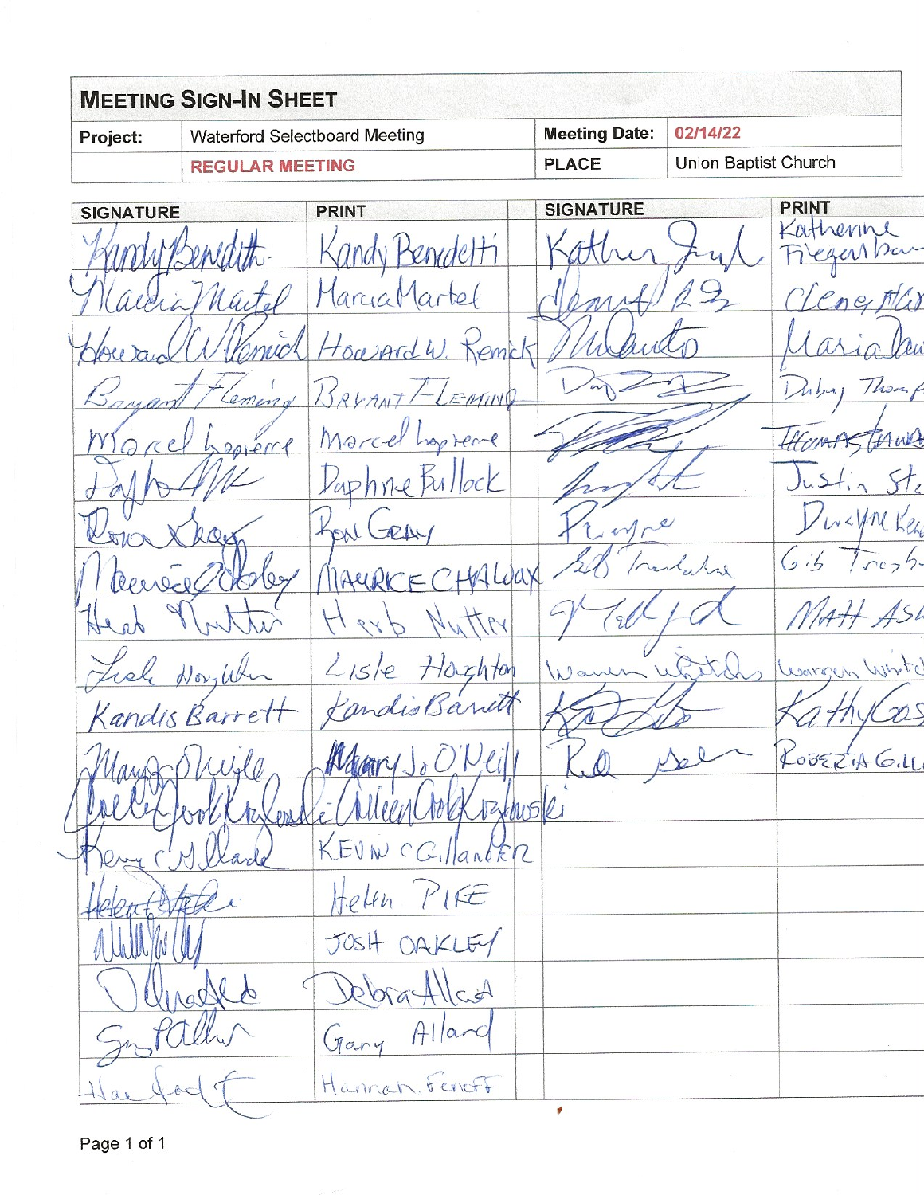# Meeting Sign-In Sheet

| | | | |
|---|---|---|---|
| **Project:** | Waterford Selectboard Meeting | **Meeting Date:** | 02/14/22 |
| | REGULAR MEETING | **PLACE** | Union Baptist Church |

| SIGNATURE | PRINT | SIGNATURE | PRINT |
|---|---|---|---|
| Kandy Benedetti | Kandy Benedetti | Katherine Fiegenbaum | Katherine Fiegenbaum |
| Marcia Martel | Marcia Martel | | Glenn Ally |
| Howard W. Remick | Howard W. Remick | | Maria Dan |
| Bryant Fleming | BRYANT FLEMING | | Dubay Thomp |
| Marcel Lapierre | Marcel Lapierre | | THOMAS FAUVE |
| | Daphne Bullock | | Justin Ste |
| Ron Gray | RON GRAY | | Dwayne Ke |
| Maurice Chaloux | MAURICE CHALOUX | Gib Trash | Gib Trash |
| Herb Nutter | Herb Nutter | | MATT ASL |
| Lisle Houghton | Lisle Houghton | Warren Whitcher | Warren Whitc |
| Kandis Barrett | Kandis Barrett | | Kathy Cos |
| Mary Jo O'Neill | Mary Jo O'Neill | Roberta Gill | ROBERTA GILL |
| Colleen Cook Kozlowski | Colleen Cook Kozlowski | | |
| Kevin C Gillander | KEVIN C Gillander | | |
| Helen Pike | Helen PIKE | | |
| | JOSH OAKLEY | | |
| Debra Allard | Debra Allard | | |
| Gary Allard | Gary Allard | | |
| Hannah Fenoff | Hannah Fenoff | | |